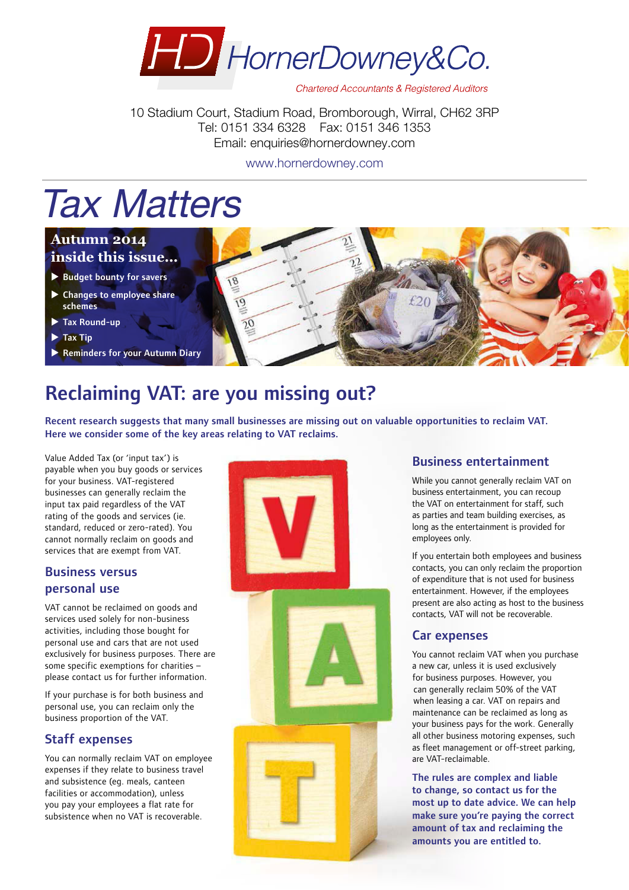# HornerDowney&Co.

*Chartered Accountants & Registered Auditors*

10 Stadium Court, Stadium Road, Bromborough, Wirral, CH62 3RP
Tel: 0151 334 6328 Fax: 0151 346 1353
Email: enquiries@hornerdowney.com

www.hornerdowney.com

# *Tax Matters*

**Autumn 2014**
**inside this issue...**

- Budget bounty for savers
- Changes to employee share schemes
- Tax Round-up
- Tax Tip
- Reminders for your Autumn Diary

## Reclaiming VAT: are you missing out?

**Recent research suggests that many small businesses are missing out on valuable opportunities to reclaim VAT. Here we consider some of the key areas relating to VAT reclaims.**

Value Added Tax (or 'input tax') is payable when you buy goods or services for your business. VAT-registered businesses can generally reclaim the input tax paid regardless of the VAT rating of the goods and services (ie. standard, reduced or zero-rated). You cannot normally reclaim on goods and services that are exempt from VAT.

### Business versus personal use

VAT cannot be reclaimed on goods and services used solely for non-business activities, including those bought for personal use and cars that are not used exclusively for business purposes. There are some specific exemptions for charities – please contact us for further information.

If your purchase is for both business and personal use, you can reclaim only the business proportion of the VAT.

### Staff expenses

You can normally reclaim VAT on employee expenses if they relate to business travel and subsistence (eg. meals, canteen facilities or accommodation), unless you pay your employees a flat rate for subsistence when no VAT is recoverable.

### Business entertainment

While you cannot generally reclaim VAT on business entertainment, you can recoup the VAT on entertainment for staff, such as parties and team building exercises, as long as the entertainment is provided for employees only.

If you entertain both employees and business contacts, you can only reclaim the proportion of expenditure that is not used for business entertainment. However, if the employees present are also acting as host to the business contacts, VAT will not be recoverable.

### Car expenses

You cannot reclaim VAT when you purchase a new car, unless it is used exclusively for business purposes. However, you can generally reclaim 50% of the VAT when leasing a car. VAT on repairs and maintenance can be reclaimed as long as your business pays for the work. Generally all other business motoring expenses, such as fleet management or off-street parking, are VAT-reclaimable.

**The rules are complex and liable to change, so contact us for the most up to date advice. We can help make sure you're paying the correct amount of tax and reclaiming the amounts you are entitled to.**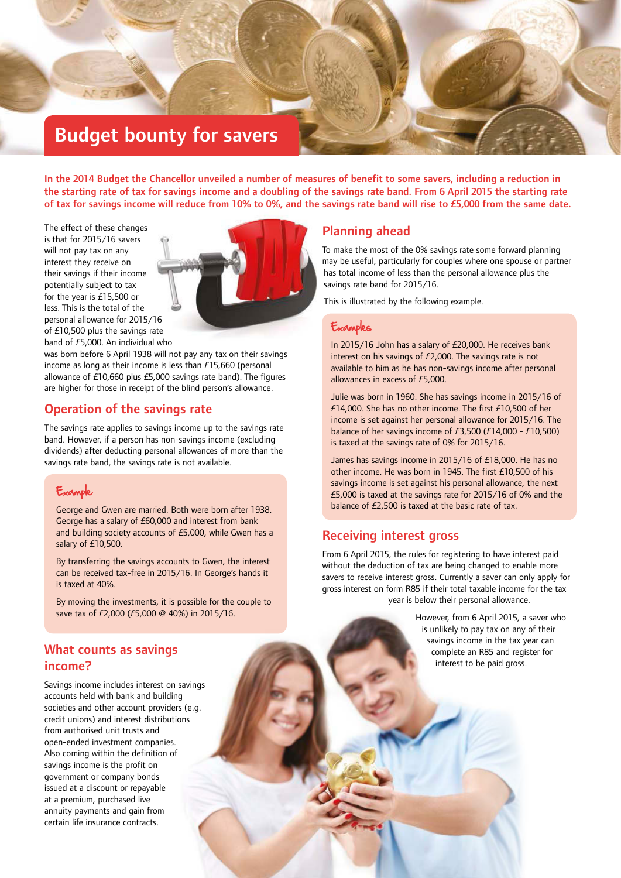# Budget bounty for savers

**In the 2014 Budget the Chancellor unveiled a number of measures of benefit to some savers, including a reduction in the starting rate of tax for savings income and a doubling of the savings rate band. From 6 April 2015 the starting rate of tax for savings income will reduce from 10% to 0%, and the savings rate band will rise to £5,000 from the same date.**

The effect of these changes is that for 2015/16 savers will not pay tax on any interest they receive on their savings if their income potentially subject to tax for the year is £15,500 or less. This is the total of the personal allowance for 2015/16 of £10,500 plus the savings rate band of £5,000. An individual who was born before 6 April 1938 will not pay any tax on their savings income as long as their income is less than £15,660 (personal allowance of £10,660 plus £5,000 savings rate band). The figures are higher for those in receipt of the blind person's allowance.

## Operation of the savings rate

The savings rate applies to savings income up to the savings rate band. However, if a person has non-savings income (excluding dividends) after deducting personal allowances of more than the savings rate band, the savings rate is not available.

### Example

George and Gwen are married. Both were born after 1938. George has a salary of £60,000 and interest from bank and building society accounts of £5,000, while Gwen has a salary of £10,500.

By transferring the savings accounts to Gwen, the interest can be received tax-free in 2015/16. In George's hands it is taxed at 40%.

By moving the investments, it is possible for the couple to save tax of £2,000 (£5,000 @ 40%) in 2015/16.

## What counts as savings income?

Savings income includes interest on savings accounts held with bank and building societies and other account providers (e.g. credit unions) and interest distributions from authorised unit trusts and open-ended investment companies. Also coming within the definition of savings income is the profit on government or company bonds issued at a discount or repayable at a premium, purchased live annuity payments and gain from certain life insurance contracts.

## Planning ahead

To make the most of the 0% savings rate some forward planning may be useful, particularly for couples where one spouse or partner has total income of less than the personal allowance plus the savings rate band for 2015/16.

This is illustrated by the following example.

### Examples

In 2015/16 John has a salary of £20,000. He receives bank interest on his savings of £2,000. The savings rate is not available to him as he has non-savings income after personal allowances in excess of £5,000.

Julie was born in 1960. She has savings income in 2015/16 of £14,000. She has no other income. The first £10,500 of her income is set against her personal allowance for 2015/16. The balance of her savings income of £3,500 (£14,000 - £10,500) is taxed at the savings rate of 0% for 2015/16.

James has savings income in 2015/16 of £18,000. He has no other income. He was born in 1945. The first £10,500 of his savings income is set against his personal allowance, the next £5,000 is taxed at the savings rate for 2015/16 of 0% and the balance of £2,500 is taxed at the basic rate of tax.

## Receiving interest gross

From 6 April 2015, the rules for registering to have interest paid without the deduction of tax are being changed to enable more savers to receive interest gross. Currently a saver can only apply for gross interest on form R85 if their total taxable income for the tax year is below their personal allowance.

However, from 6 April 2015, a saver who is unlikely to pay tax on any of their savings income in the tax year can complete an R85 and register for interest to be paid gross.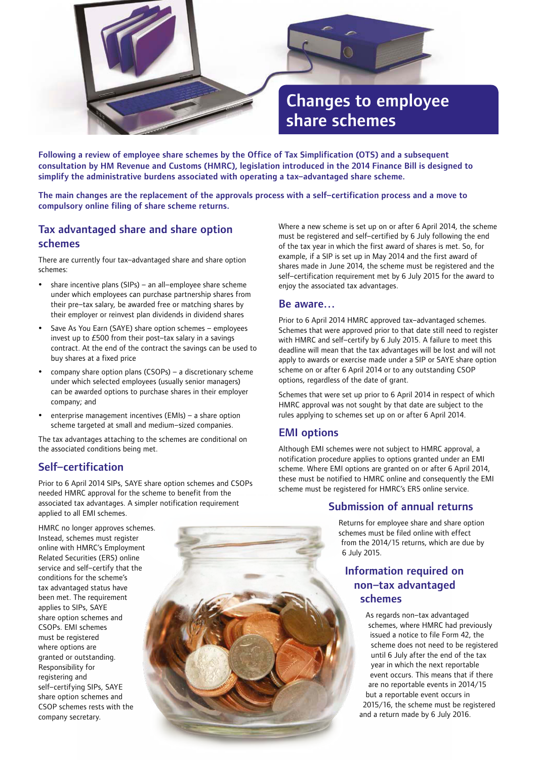# Changes to employee share schemes

**Following a review of employee share schemes by the Office of Tax Simplification (OTS) and a subsequent consultation by HM Revenue and Customs (HMRC), legislation introduced in the 2014 Finance Bill is designed to simplify the administrative burdens associated with operating a tax–advantaged share scheme.**

**The main changes are the replacement of the approvals process with a self–certification process and a move to compulsory online filing of share scheme returns.**

## Tax advantaged share and share option schemes

There are currently four tax–advantaged share and share option schemes:

- share incentive plans (SIPs) – an all–employee share scheme under which employees can purchase partnership shares from their pre–tax salary, be awarded free or matching shares by their employer or reinvest plan dividends in dividend shares
- Save As You Earn (SAYE) share option schemes – employees invest up to £500 from their post–tax salary in a savings contract. At the end of the contract the savings can be used to buy shares at a fixed price
- company share option plans (CSOPs) – a discretionary scheme under which selected employees (usually senior managers) can be awarded options to purchase shares in their employer company; and
- enterprise management incentives (EMIs) – a share option scheme targeted at small and medium–sized companies.

The tax advantages attaching to the schemes are conditional on the associated conditions being met.

## Self–certification

Prior to 6 April 2014 SIPs, SAYE share option schemes and CSOPs needed HMRC approval for the scheme to benefit from the associated tax advantages. A simpler notification requirement applied to all EMI schemes.

HMRC no longer approves schemes. Instead, schemes must register online with HMRC's Employment Related Securities (ERS) online service and self–certify that the conditions for the scheme's tax advantaged status have been met. The requirement applies to SIPs, SAYE share option schemes and CSOPs. EMI schemes must be registered where options are granted or outstanding. Responsibility for registering and self–certifying SIPs, SAYE share option schemes and CSOP schemes rests with the company secretary.

Where a new scheme is set up on or after 6 April 2014, the scheme must be registered and self–certified by 6 July following the end of the tax year in which the first award of shares is met. So, for example, if a SIP is set up in May 2014 and the first award of shares made in June 2014, the scheme must be registered and the self–certification requirement met by 6 July 2015 for the award to enjoy the associated tax advantages.

## Be aware…

Prior to 6 April 2014 HMRC approved tax–advantaged schemes. Schemes that were approved prior to that date still need to register with HMRC and self–certify by 6 July 2015. A failure to meet this deadline will mean that the tax advantages will be lost and will not apply to awards or exercise made under a SIP or SAYE share option scheme on or after 6 April 2014 or to any outstanding CSOP options, regardless of the date of grant.

Schemes that were set up prior to 6 April 2014 in respect of which HMRC approval was not sought by that date are subject to the rules applying to schemes set up on or after 6 April 2014.

## EMI options

Although EMI schemes were not subject to HMRC approval, a notification procedure applies to options granted under an EMI scheme. Where EMI options are granted on or after 6 April 2014, these must be notified to HMRC online and consequently the EMI scheme must be registered for HMRC's ERS online service.

## Submission of annual returns

Returns for employee share and share option schemes must be filed online with effect from the 2014/15 returns, which are due by 6 July 2015.

## Information required on non–tax advantaged schemes

As regards non–tax advantaged schemes, where HMRC had previously issued a notice to file Form 42, the scheme does not need to be registered until 6 July after the end of the tax year in which the next reportable event occurs. This means that if there are no reportable events in 2014/15 but a reportable event occurs in 2015/16, the scheme must be registered and a return made by 6 July 2016.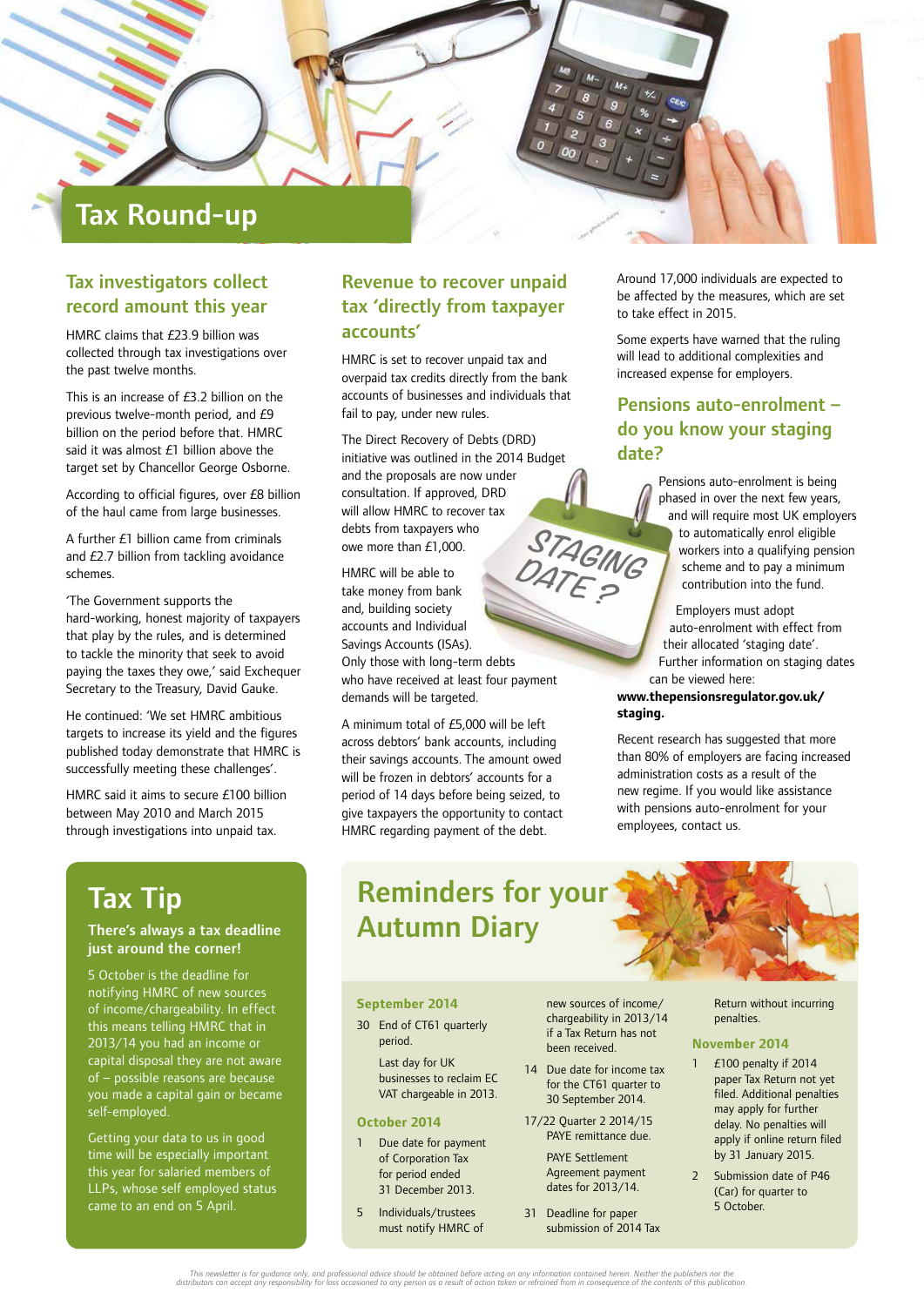# Tax Round-up

## Tax investigators collect record amount this year

HMRC claims that £23.9 billion was collected through tax investigations over the past twelve months.

This is an increase of £3.2 billion on the previous twelve-month period, and £9 billion on the period before that. HMRC said it was almost £1 billion above the target set by Chancellor George Osborne.

According to official figures, over £8 billion of the haul came from large businesses.

A further £1 billion came from criminals and £2.7 billion from tackling avoidance schemes.

'The Government supports the hard-working, honest majority of taxpayers that play by the rules, and is determined to tackle the minority that seek to avoid paying the taxes they owe,' said Exchequer Secretary to the Treasury, David Gauke.

He continued: 'We set HMRC ambitious targets to increase its yield and the figures published today demonstrate that HMRC is successfully meeting these challenges'.

HMRC said it aims to secure £100 billion between May 2010 and March 2015 through investigations into unpaid tax.

## Revenue to recover unpaid tax 'directly from taxpayer accounts'

HMRC is set to recover unpaid tax and overpaid tax credits directly from the bank accounts of businesses and individuals that fail to pay, under new rules.

The Direct Recovery of Debts (DRD) initiative was outlined in the 2014 Budget and the proposals are now under consultation. If approved, DRD will allow HMRC to recover tax debts from taxpayers who owe more than £1,000.

HMRC will be able to take money from bank and, building society accounts and Individual Savings Accounts (ISAs). Only those with long-term debts who have received at least four payment demands will be targeted.

A minimum total of £5,000 will be left across debtors' bank accounts, including their savings accounts. The amount owed will be frozen in debtors' accounts for a period of 14 days before being seized, to give taxpayers the opportunity to contact HMRC regarding payment of the debt.

Around 17,000 individuals are expected to be affected by the measures, which are set to take effect in 2015.

Some experts have warned that the ruling will lead to additional complexities and increased expense for employers.

## Pensions auto-enrolment – do you know your staging date?

STAGING DATE?

Pensions auto-enrolment is being phased in over the next few years, and will require most UK employers to automatically enrol eligible workers into a qualifying pension scheme and to pay a minimum contribution into the fund.

Employers must adopt auto-enrolment with effect from their allocated 'staging date'. Further information on staging dates can be viewed here: **www.thepensionsregulator.gov.uk/staging.**

Recent research has suggested that more than 80% of employers are facing increased administration costs as a result of the new regime. If you would like assistance with pensions auto-enrolment for your employees, contact us.

## Tax Tip

### There's always a tax deadline just around the corner!

5 October is the deadline for notifying HMRC of new sources of income/chargeability. In effect this means telling HMRC that in 2013/14 you had an income or capital disposal they are not aware of – possible reasons are because you made a capital gain or became self-employed.

Getting your data to us in good time will be especially important this year for salaried members of LLPs, whose self employed status came to an end on 5 April.

## Reminders for your Autumn Diary

### September 2014

- **30** End of CT61 quarterly period.

  Last day for UK businesses to reclaim EC VAT chargeable in 2013.

### October 2014

- **1** Due date for payment of Corporation Tax for period ended 31 December 2013.
- **5** Individuals/trustees must notify HMRC of new sources of income/chargeability in 2013/14 if a Tax Return has not been received.
- **14** Due date for income tax for the CT61 quarter to 30 September 2014.
- **17/22** Quarter 2 2014/15 PAYE remittance due.

  PAYE Settlement Agreement payment dates for 2013/14.
- **31** Deadline for paper submission of 2014 Tax Return without incurring penalties.

### November 2014

- **1** £100 penalty if 2014 paper Tax Return not yet filed. Additional penalties may apply for further delay. No penalties will apply if online return filed by 31 January 2015.
- **2** Submission date of P46 (Car) for quarter to 5 October.

*This newsletter is for guidance only, and professional advice should be obtained before acting on any information contained herein. Neither the publishers nor the distributors can accept any responsibility for loss occasioned to any person as a result of action taken or refrained from in consequence of the contents of this publication.*